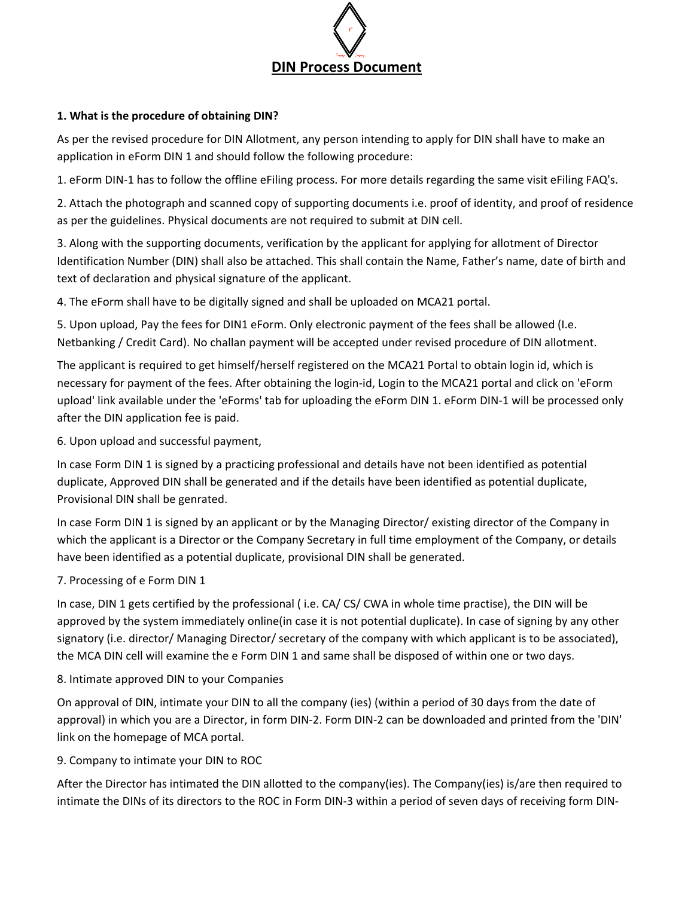# DIN Process Document

**1. What is the procedure of obtaining DIN?**

As per the revised procedure for DIN Allotment, any person intending to apply for DIN shall have to make an application in eForm DIN 1 and should follow the following procedure:

1. eForm DIN-1 has to follow the offline eFiling process. For more details regarding the same visit eFiling FAQ's.

2. Attach the photograph and scanned copy of supporting documents i.e. proof of identity, and proof of residence as per the guidelines. Physical documents are not required to submit at DIN cell.

3. Along with the supporting documents, verification by the applicant for applying for allotment of Director Identification Number (DIN) shall also be attached. This shall contain the Name, Father's name, date of birth and text of declaration and physical signature of the applicant.

4. The eForm shall have to be digitally signed and shall be uploaded on MCA21 portal.

5. Upon upload, Pay the fees for DIN1 eForm. Only electronic payment of the fees shall be allowed (I.e. Netbanking / Credit Card). No challan payment will be accepted under revised procedure of DIN allotment.

The applicant is required to get himself/herself registered on the MCA21 Portal to obtain login id, which is necessary for payment of the fees. After obtaining the login-id, Login to the MCA21 portal and click on 'eForm upload' link available under the 'eForms' tab for uploading the eForm DIN 1. eForm DIN-1 will be processed only after the DIN application fee is paid.

6. Upon upload and successful payment,

In case Form DIN 1 is signed by a practicing professional and details have not been identified as potential duplicate, Approved DIN shall be generated and if the details have been identified as potential duplicate, Provisional DIN shall be genrated.

In case Form DIN 1 is signed by an applicant or by the Managing Director/ existing director of the Company in which the applicant is a Director or the Company Secretary in full time employment of the Company, or details have been identified as a potential duplicate, provisional DIN shall be generated.

7. Processing of e Form DIN 1

In case, DIN 1 gets certified by the professional ( i.e. CA/ CS/ CWA in whole time practise), the DIN will be approved by the system immediately online(in case it is not potential duplicate). In case of signing by any other signatory (i.e. director/ Managing Director/ secretary of the company with which applicant is to be associated), the MCA DIN cell will examine the e Form DIN 1 and same shall be disposed of within one or two days.

8. Intimate approved DIN to your Companies

On approval of DIN, intimate your DIN to all the company (ies) (within a period of 30 days from the date of approval) in which you are a Director, in form DIN-2. Form DIN-2 can be downloaded and printed from the 'DIN' link on the homepage of MCA portal.

9. Company to intimate your DIN to ROC

After the Director has intimated the DIN allotted to the company(ies). The Company(ies) is/are then required to intimate the DINs of its directors to the ROC in Form DIN-3 within a period of seven days of receiving form DIN-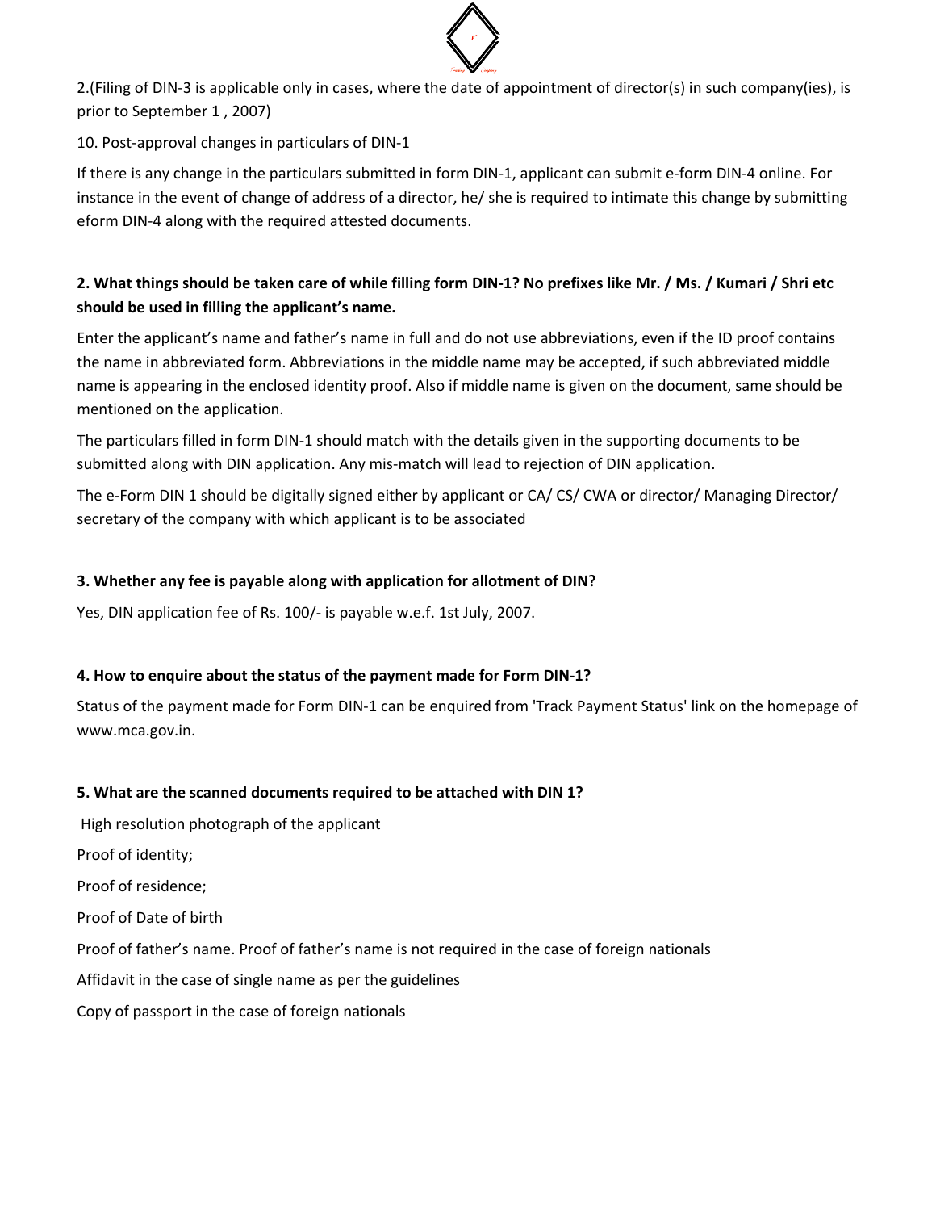2.(Filing of DIN-3 is applicable only in cases, where the date of appointment of director(s) in such company(ies), is prior to September 1 , 2007)

10. Post-approval changes in particulars of DIN-1

If there is any change in the particulars submitted in form DIN-1, applicant can submit e-form DIN-4 online. For instance in the event of change of address of a director, he/ she is required to intimate this change by submitting eform DIN-4 along with the required attested documents.

**2. What things should be taken care of while filling form DIN-1? No prefixes like Mr. / Ms. / Kumari / Shri etc should be used in filling the applicant's name.**

Enter the applicant's name and father's name in full and do not use abbreviations, even if the ID proof contains the name in abbreviated form. Abbreviations in the middle name may be accepted, if such abbreviated middle name is appearing in the enclosed identity proof. Also if middle name is given on the document, same should be mentioned on the application.

The particulars filled in form DIN-1 should match with the details given in the supporting documents to be submitted along with DIN application. Any mis-match will lead to rejection of DIN application.

The e-Form DIN 1 should be digitally signed either by applicant or CA/ CS/ CWA or director/ Managing Director/ secretary of the company with which applicant is to be associated

**3. Whether any fee is payable along with application for allotment of DIN?**

Yes, DIN application fee of Rs. 100/- is payable w.e.f. 1st July, 2007.

**4. How to enquire about the status of the payment made for Form DIN-1?**

Status of the payment made for Form DIN-1 can be enquired from 'Track Payment Status' link on the homepage of www.mca.gov.in.

**5. What are the scanned documents required to be attached with DIN 1?**

High resolution photograph of the applicant

Proof of identity;

Proof of residence;

Proof of Date of birth

Proof of father's name. Proof of father's name is not required in the case of foreign nationals

Affidavit in the case of single name as per the guidelines

Copy of passport in the case of foreign nationals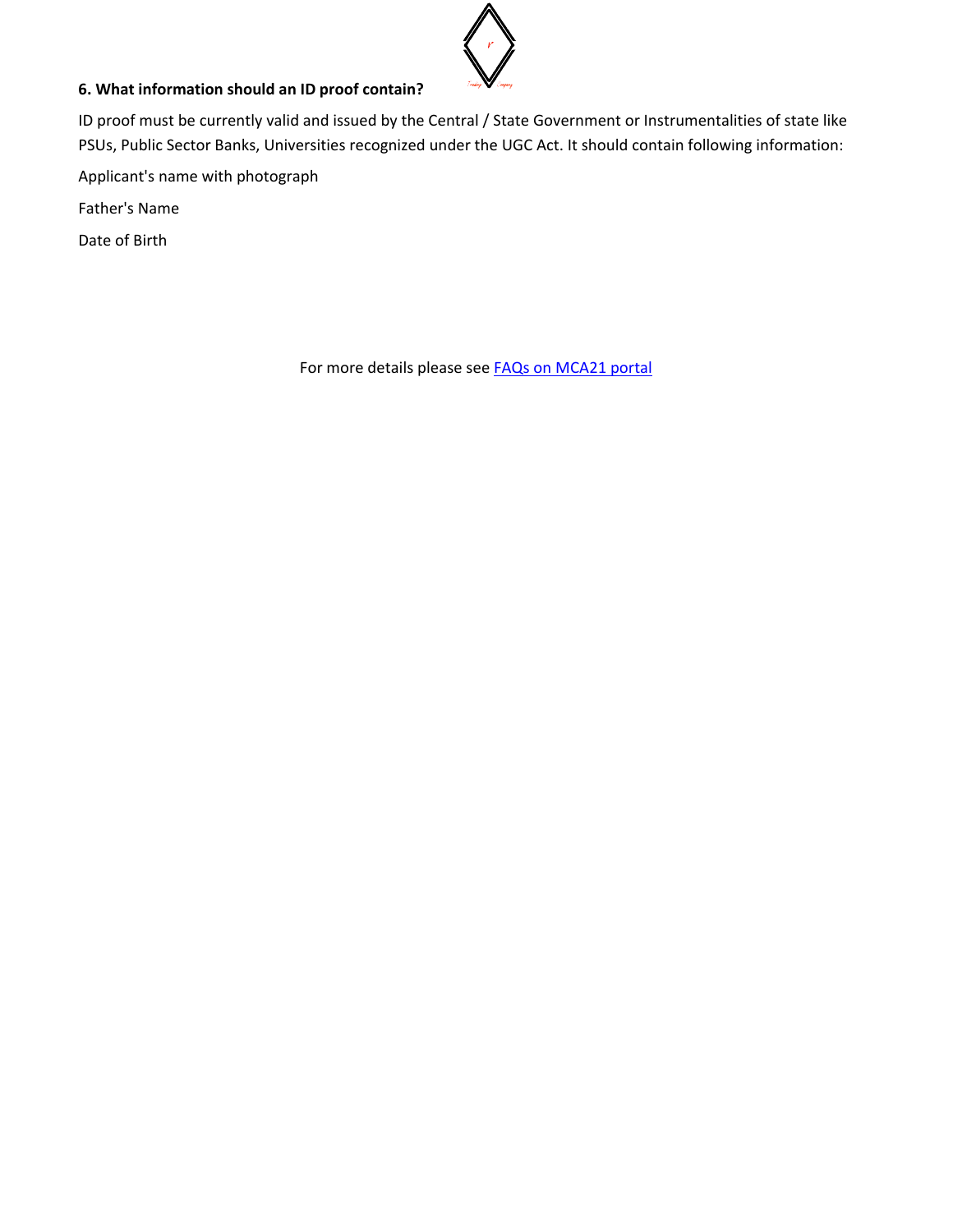**6. What information should an ID proof contain?**

ID proof must be currently valid and issued by the Central / State Government or Instrumentalities of state like PSUs, Public Sector Banks, Universities recognized under the UGC Act. It should contain following information:

Applicant's name with photograph

Father's Name

Date of Birth

For more details please see [FAQs on MCA21 portal]()